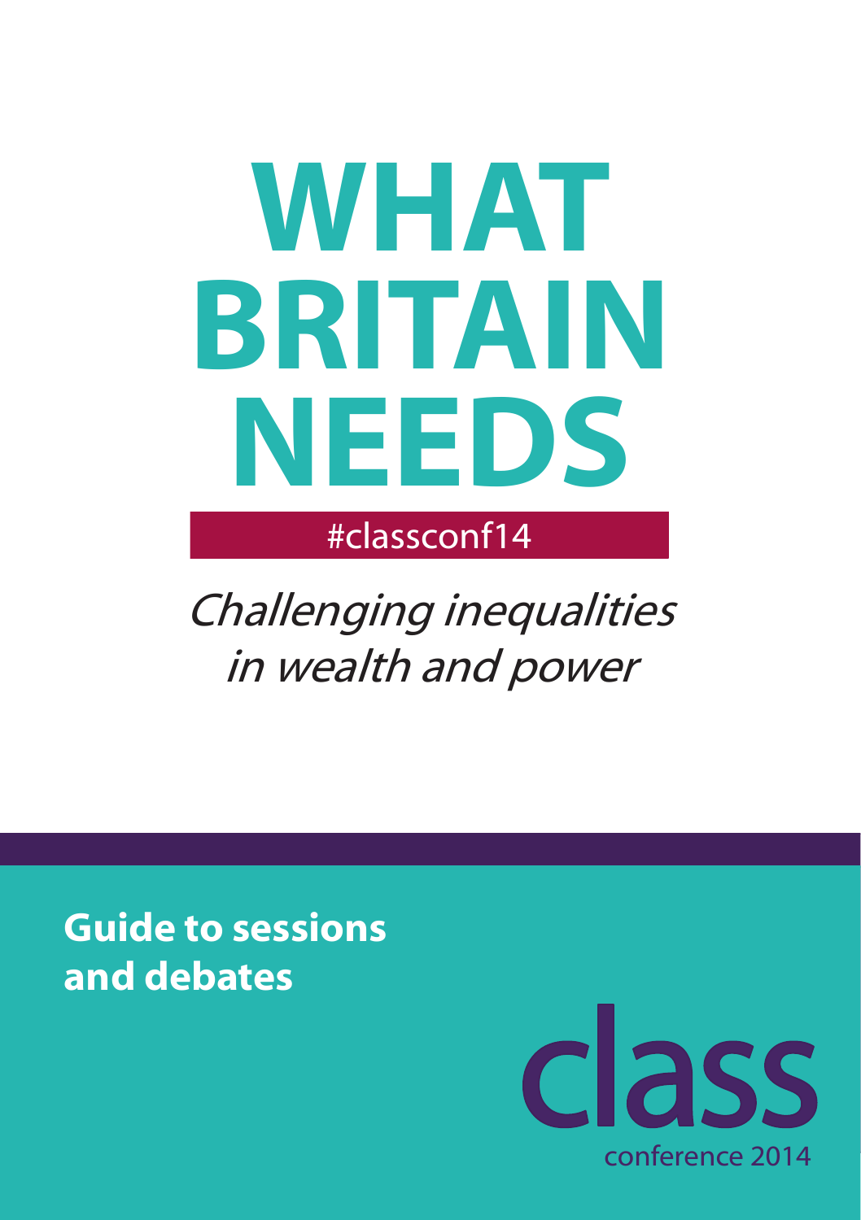# WHAT BRITAIN NEEDS

#classconf14

*Challenging inequalities in wealth and power*

**Guide to sessions and debates**

class

conference 2014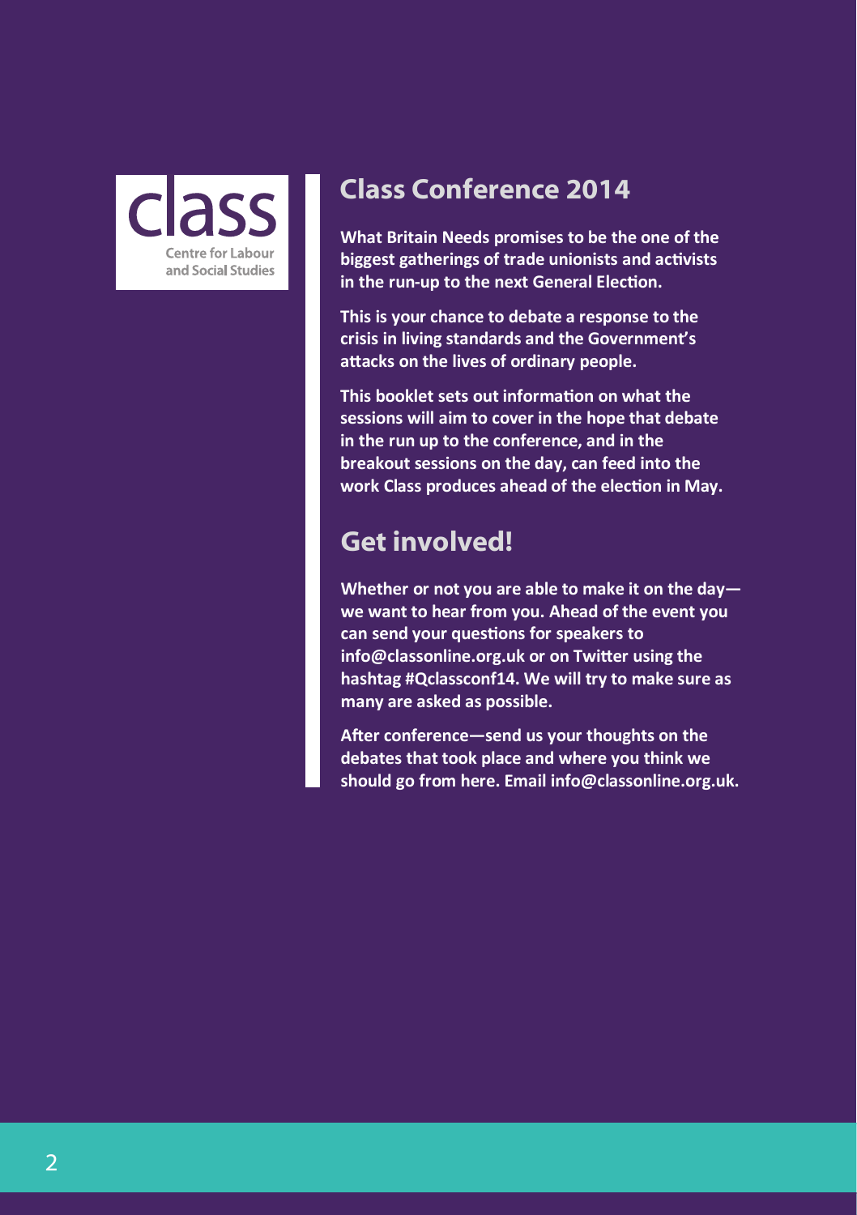class
Centre for Labour and Social Studies

## Class Conference 2014

**What Britain Needs promises to be the one of the biggest gatherings of trade unionists and activists in the run-up to the next General Election.**

**This is your chance to debate a response to the crisis in living standards and the Government's attacks on the lives of ordinary people.**

**This booklet sets out information on what the sessions will aim to cover in the hope that debate in the run up to the conference, and in the breakout sessions on the day, can feed into the work Class produces ahead of the election in May.**

## Get involved!

**Whether or not you are able to make it on the day—we want to hear from you. Ahead of the event you can send your questions for speakers to info@classonline.org.uk or on Twitter using the hashtag #Qclassconf14. We will try to make sure as many are asked as possible.**

**After conference—send us your thoughts on the debates that took place and where you think we should go from here. Email info@classonline.org.uk.**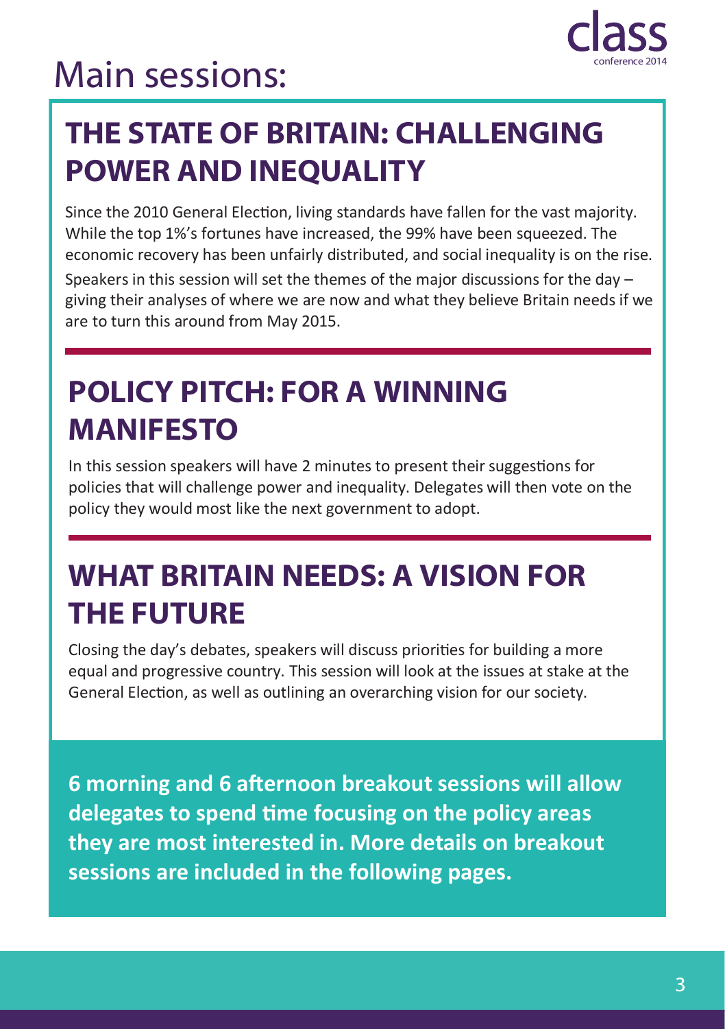# Main sessions:

## THE STATE OF BRITAIN: CHALLENGING POWER AND INEQUALITY

Since the 2010 General Election, living standards have fallen for the vast majority. While the top 1%'s fortunes have increased, the 99% have been squeezed. The economic recovery has been unfairly distributed, and social inequality is on the rise.

Speakers in this session will set the themes of the major discussions for the day – giving their analyses of where we are now and what they believe Britain needs if we are to turn this around from May 2015.

## POLICY PITCH: FOR A WINNING MANIFESTO

In this session speakers will have 2 minutes to present their suggestions for policies that will challenge power and inequality. Delegates will then vote on the policy they would most like the next government to adopt.

## WHAT BRITAIN NEEDS: A VISION FOR THE FUTURE

Closing the day's debates, speakers will discuss priorities for building a more equal and progressive country. This session will look at the issues at stake at the General Election, as well as outlining an overarching vision for our society.

**6 morning and 6 afternoon breakout sessions will allow delegates to spend time focusing on the policy areas they are most interested in. More details on breakout sessions are included in the following pages.**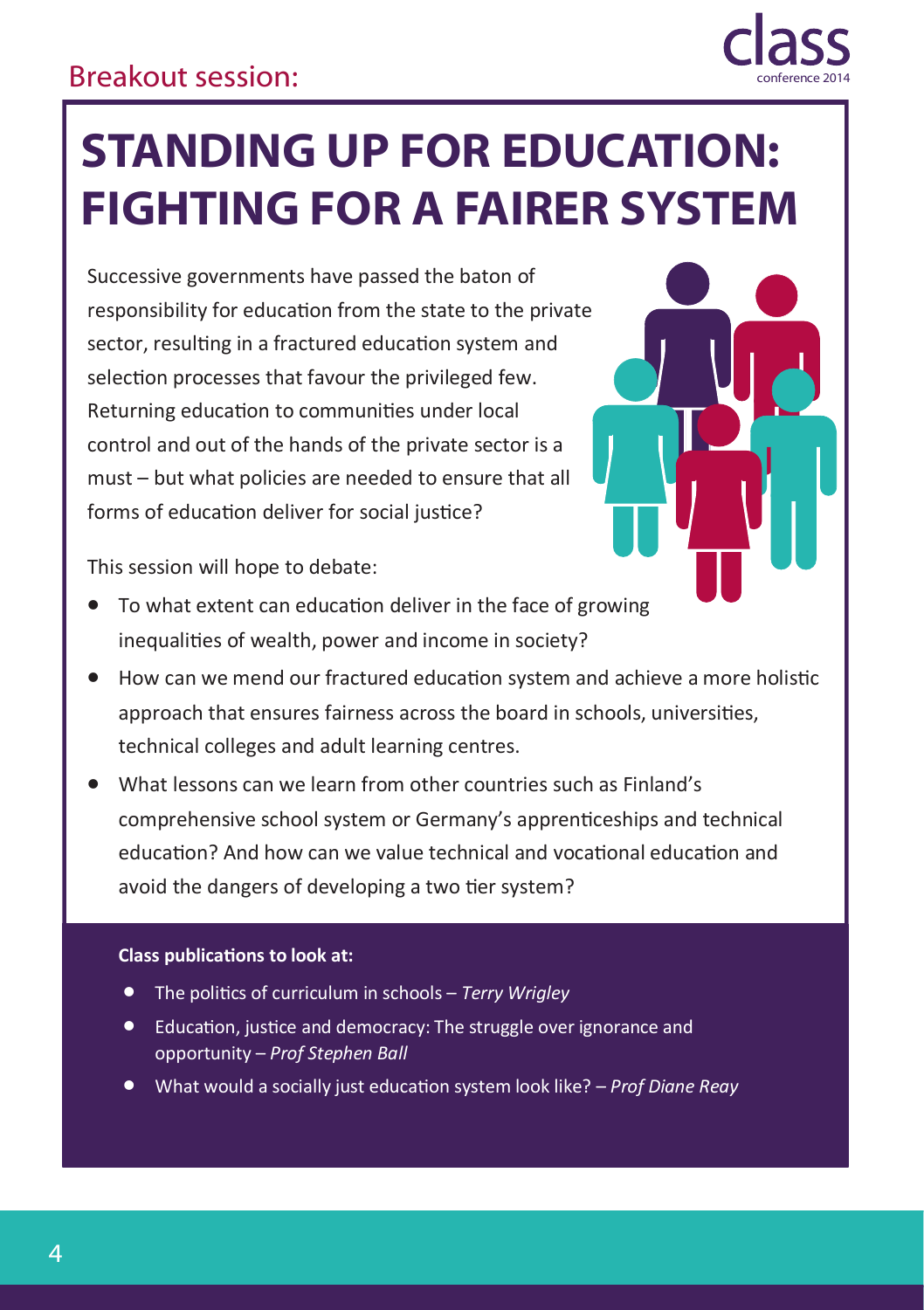Breakout session:

# STANDING UP FOR EDUCATION: FIGHTING FOR A FAIRER SYSTEM

Successive governments have passed the baton of responsibility for education from the state to the private sector, resulting in a fractured education system and selection processes that favour the privileged few. Returning education to communities under local control and out of the hands of the private sector is a must – but what policies are needed to ensure that all forms of education deliver for social justice?

This session will hope to debate:

- To what extent can education deliver in the face of growing inequalities of wealth, power and income in society?
- How can we mend our fractured education system and achieve a more holistic approach that ensures fairness across the board in schools, universities, technical colleges and adult learning centres.
- What lessons can we learn from other countries such as Finland's comprehensive school system or Germany's apprenticeships and technical education? And how can we value technical and vocational education and avoid the dangers of developing a two tier system?

**Class publications to look at:**

- The politics of curriculum in schools – *Terry Wrigley*
- Education, justice and democracy: The struggle over ignorance and opportunity – *Prof Stephen Ball*
- What would a socially just education system look like? – *Prof Diane Reay*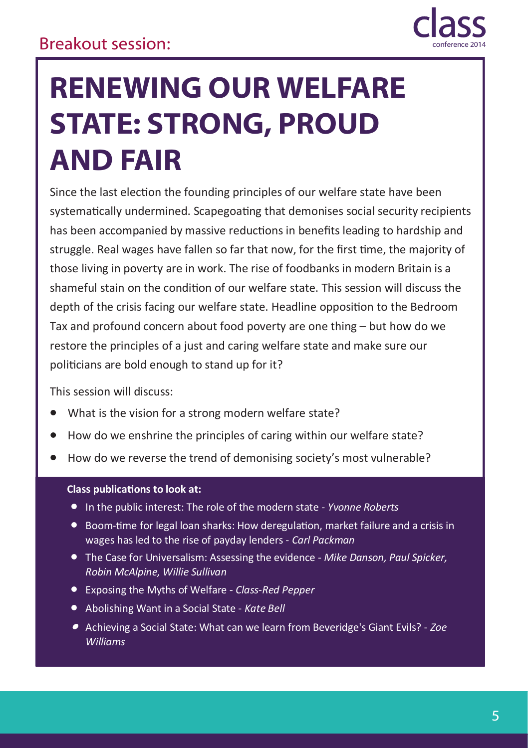Breakout session:

# RENEWING OUR WELFARE STATE: STRONG, PROUD AND FAIR

Since the last election the founding principles of our welfare state have been systematically undermined. Scapegoating that demonises social security recipients has been accompanied by massive reductions in benefits leading to hardship and struggle. Real wages have fallen so far that now, for the first time, the majority of those living in poverty are in work. The rise of foodbanks in modern Britain is a shameful stain on the condition of our welfare state. This session will discuss the depth of the crisis facing our welfare state. Headline opposition to the Bedroom Tax and profound concern about food poverty are one thing – but how do we restore the principles of a just and caring welfare state and make sure our politicians are bold enough to stand up for it?

This session will discuss:

- What is the vision for a strong modern welfare state?
- How do we enshrine the principles of caring within our welfare state?
- How do we reverse the trend of demonising society's most vulnerable?

**Class publications to look at:**

- In the public interest: The role of the modern state - *Yvonne Roberts*
- Boom-time for legal loan sharks: How deregulation, market failure and a crisis in wages has led to the rise of payday lenders - *Carl Packman*
- The Case for Universalism: Assessing the evidence - *Mike Danson, Paul Spicker, Robin McAlpine, Willie Sullivan*
- Exposing the Myths of Welfare - *Class-Red Pepper*
- Abolishing Want in a Social State - *Kate Bell*
- Achieving a Social State: What can we learn from Beveridge's Giant Evils? - *Zoe Williams*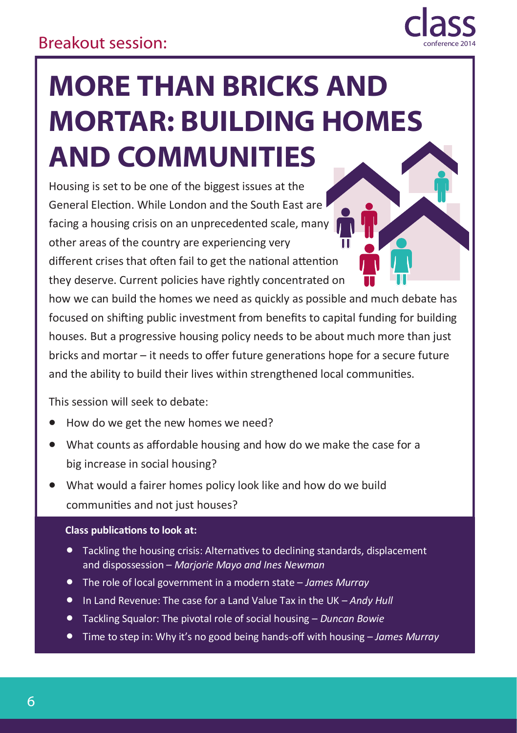Breakout session:

# MORE THAN BRICKS AND MORTAR: BUILDING HOMES AND COMMUNITIES

Housing is set to be one of the biggest issues at the General Election. While London and the South East are facing a housing crisis on an unprecedented scale, many other areas of the country are experiencing very different crises that often fail to get the national attention they deserve. Current policies have rightly concentrated on how we can build the homes we need as quickly as possible and much debate has focused on shifting public investment from benefits to capital funding for building houses. But a progressive housing policy needs to be about much more than just bricks and mortar – it needs to offer future generations hope for a secure future and the ability to build their lives within strengthened local communities.

This session will seek to debate:

- How do we get the new homes we need?
- What counts as affordable housing and how do we make the case for a big increase in social housing?
- What would a fairer homes policy look like and how do we build communities and not just houses?

**Class publications to look at:**

- Tackling the housing crisis: Alternatives to declining standards, displacement and dispossession – *Marjorie Mayo and Ines Newman*
- The role of local government in a modern state – *James Murray*
- In Land Revenue: The case for a Land Value Tax in the UK – *Andy Hull*
- Tackling Squalor: The pivotal role of social housing – *Duncan Bowie*
- Time to step in: Why it's no good being hands-off with housing – *James Murray*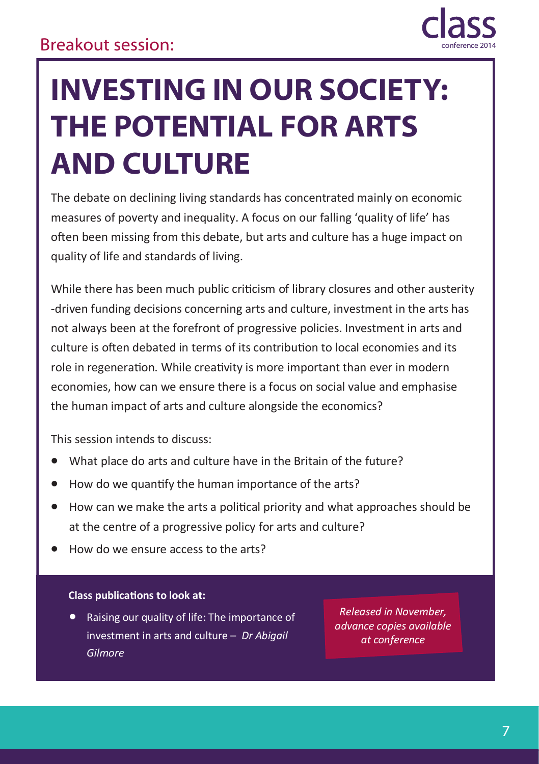Breakout session:

# INVESTING IN OUR SOCIETY: THE POTENTIAL FOR ARTS AND CULTURE

The debate on declining living standards has concentrated mainly on economic measures of poverty and inequality. A focus on our falling 'quality of life' has often been missing from this debate, but arts and culture has a huge impact on quality of life and standards of living.

While there has been much public criticism of library closures and other austerity-driven funding decisions concerning arts and culture, investment in the arts has not always been at the forefront of progressive policies. Investment in arts and culture is often debated in terms of its contribution to local economies and its role in regeneration. While creativity is more important than ever in modern economies, how can we ensure there is a focus on social value and emphasise the human impact of arts and culture alongside the economics?

This session intends to discuss:

- What place do arts and culture have in the Britain of the future?
- How do we quantify the human importance of the arts?
- How can we make the arts a political priority and what approaches should be at the centre of a progressive policy for arts and culture?
- How do we ensure access to the arts?

**Class publications to look at:**

- Raising our quality of life: The importance of investment in arts and culture – *Dr Abigail Gilmore*

*Released in November, advance copies available at conference*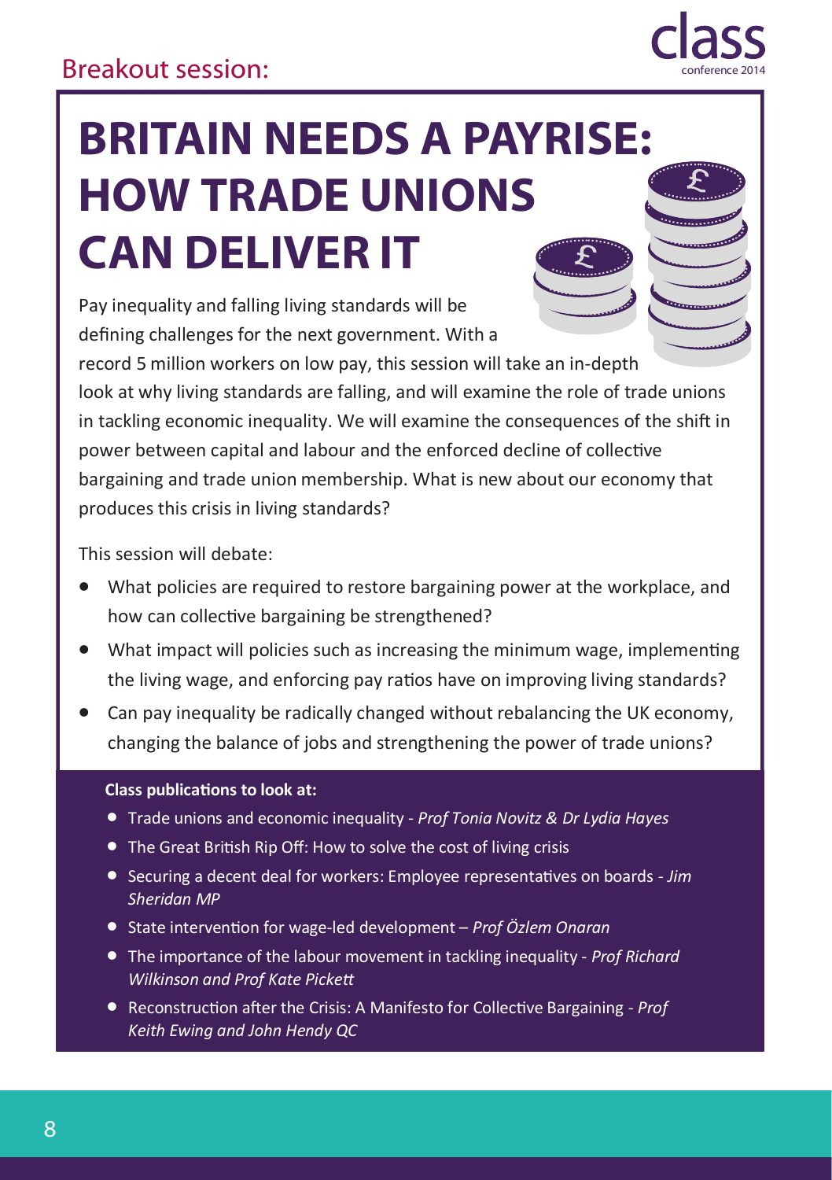Breakout session:

# BRITAIN NEEDS A PAYRISE: HOW TRADE UNIONS CAN DELIVER IT

Pay inequality and falling living standards will be defining challenges for the next government. With a record 5 million workers on low pay, this session will take an in-depth look at why living standards are falling, and will examine the role of trade unions in tackling economic inequality. We will examine the consequences of the shift in power between capital and labour and the enforced decline of collective bargaining and trade union membership. What is new about our economy that produces this crisis in living standards?

This session will debate:

- What policies are required to restore bargaining power at the workplace, and how can collective bargaining be strengthened?
- What impact will policies such as increasing the minimum wage, implementing the living wage, and enforcing pay ratios have on improving living standards?
- Can pay inequality be radically changed without rebalancing the UK economy, changing the balance of jobs and strengthening the power of trade unions?

**Class publications to look at:**

- Trade unions and economic inequality - *Prof Tonia Novitz & Dr Lydia Hayes*
- The Great British Rip Off: How to solve the cost of living crisis
- Securing a decent deal for workers: Employee representatives on boards - *Jim Sheridan MP*
- State intervention for wage-led development – *Prof Özlem Onaran*
- The importance of the labour movement in tackling inequality - *Prof Richard Wilkinson and Prof Kate Pickett*
- Reconstruction after the Crisis: A Manifesto for Collective Bargaining - *Prof Keith Ewing and John Hendy QC*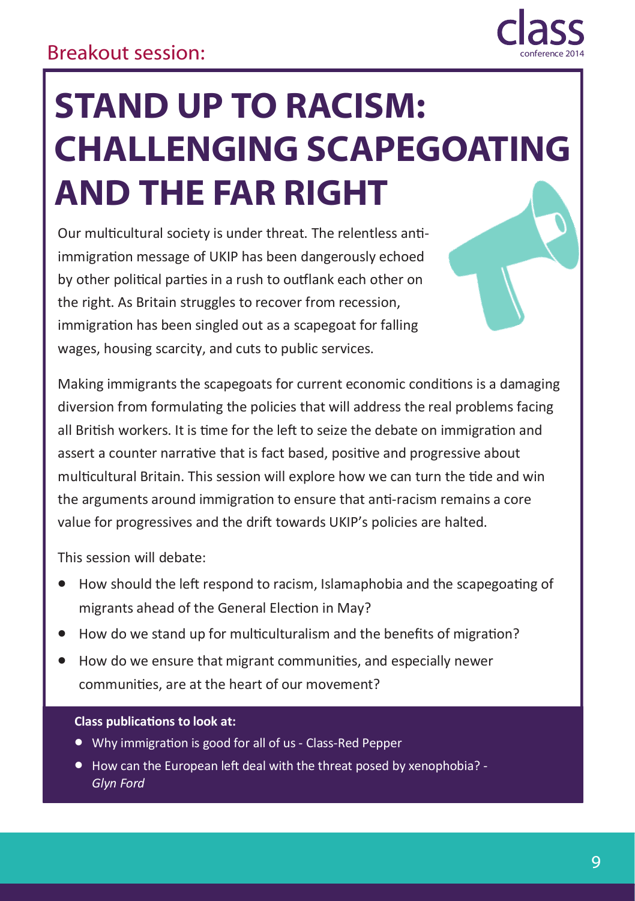Breakout session:

# STAND UP TO RACISM: CHALLENGING SCAPEGOATING AND THE FAR RIGHT

Our multicultural society is under threat. The relentless anti-immigration message of UKIP has been dangerously echoed by other political parties in a rush to outflank each other on the right. As Britain struggles to recover from recession, immigration has been singled out as a scapegoat for falling wages, housing scarcity, and cuts to public services.

Making immigrants the scapegoats for current economic conditions is a damaging diversion from formulating the policies that will address the real problems facing all British workers. It is time for the left to seize the debate on immigration and assert a counter narrative that is fact based, positive and progressive about multicultural Britain. This session will explore how we can turn the tide and win the arguments around immigration to ensure that anti-racism remains a core value for progressives and the drift towards UKIP's policies are halted.

This session will debate:

- How should the left respond to racism, Islamaphobia and the scapegoating of migrants ahead of the General Election in May?
- How do we stand up for multiculturalism and the benefits of migration?
- How do we ensure that migrant communities, and especially newer communities, are at the heart of our movement?

**Class publications to look at:**

- Why immigration is good for all of us - Class-Red Pepper
- How can the European left deal with the threat posed by xenophobia? - *Glyn Ford*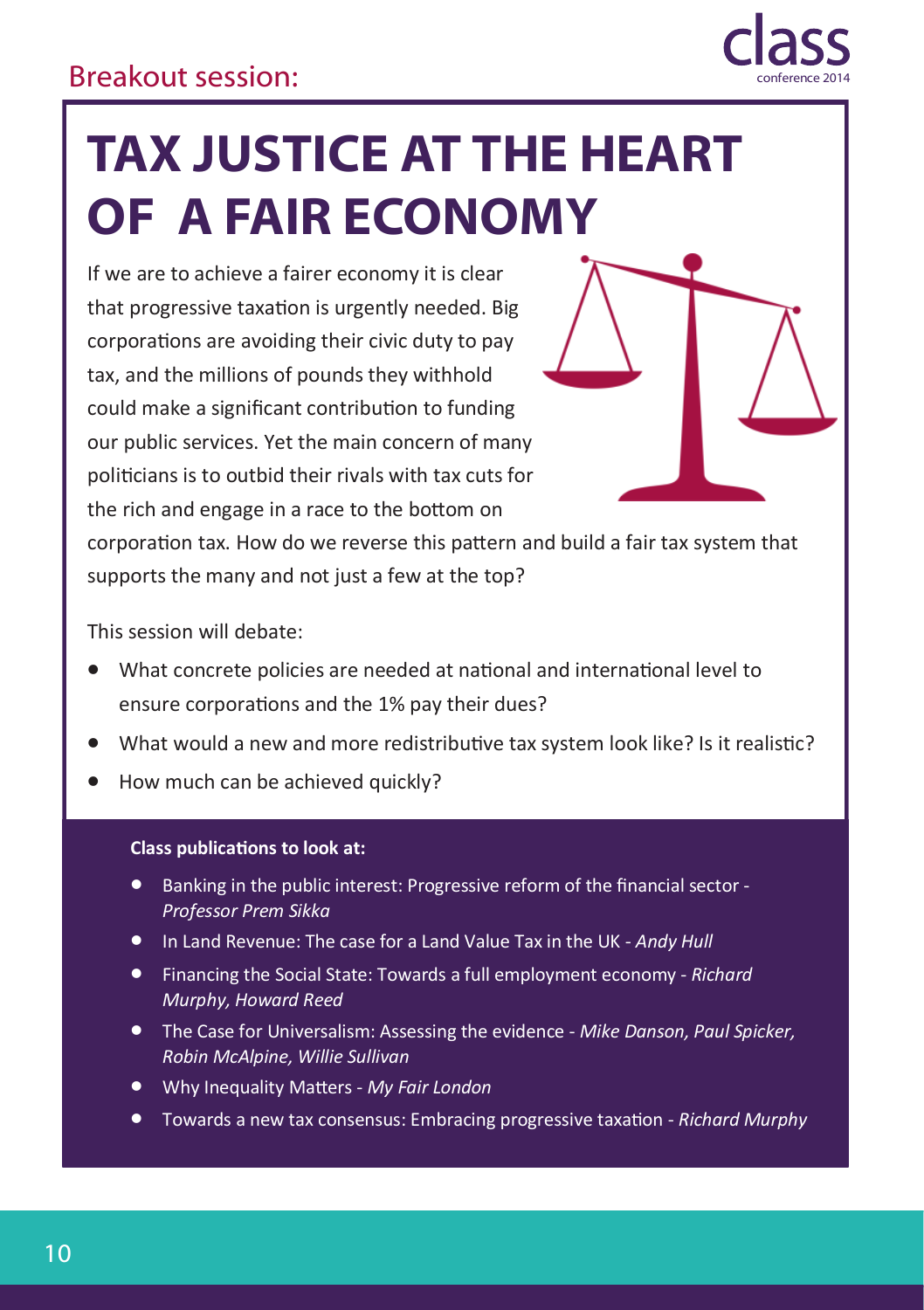Breakout session:

# TAX JUSTICE AT THE HEART OF A FAIR ECONOMY

If we are to achieve a fairer economy it is clear that progressive taxation is urgently needed. Big corporations are avoiding their civic duty to pay tax, and the millions of pounds they withhold could make a significant contribution to funding our public services. Yet the main concern of many politicians is to outbid their rivals with tax cuts for the rich and engage in a race to the bottom on corporation tax. How do we reverse this pattern and build a fair tax system that supports the many and not just a few at the top?

This session will debate:

- What concrete policies are needed at national and international level to ensure corporations and the 1% pay their dues?
- What would a new and more redistributive tax system look like? Is it realistic?
- How much can be achieved quickly?

**Class publications to look at:**

- Banking in the public interest: Progressive reform of the financial sector - *Professor Prem Sikka*
- In Land Revenue: The case for a Land Value Tax in the UK - *Andy Hull*
- Financing the Social State: Towards a full employment economy - *Richard Murphy, Howard Reed*
- The Case for Universalism: Assessing the evidence - *Mike Danson, Paul Spicker, Robin McAlpine, Willie Sullivan*
- Why Inequality Matters - *My Fair London*
- Towards a new tax consensus: Embracing progressive taxation - *Richard Murphy*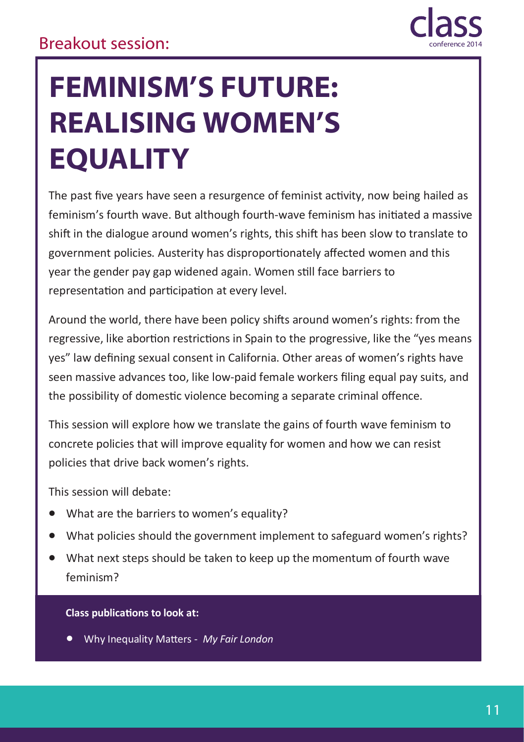Breakout session:

# FEMINISM'S FUTURE: REALISING WOMEN'S EQUALITY

The past five years have seen a resurgence of feminist activity, now being hailed as feminism's fourth wave. But although fourth-wave feminism has initiated a massive shift in the dialogue around women's rights, this shift has been slow to translate to government policies. Austerity has disproportionately affected women and this year the gender pay gap widened again. Women still face barriers to representation and participation at every level.

Around the world, there have been policy shifts around women's rights: from the regressive, like abortion restrictions in Spain to the progressive, like the "yes means yes" law defining sexual consent in California. Other areas of women's rights have seen massive advances too, like low-paid female workers filing equal pay suits, and the possibility of domestic violence becoming a separate criminal offence.

This session will explore how we translate the gains of fourth wave feminism to concrete policies that will improve equality for women and how we can resist policies that drive back women's rights.

This session will debate:

- What are the barriers to women's equality?
- What policies should the government implement to safeguard women's rights?
- What next steps should be taken to keep up the momentum of fourth wave feminism?

**Class publications to look at:**

- Why Inequality Matters - *My Fair London*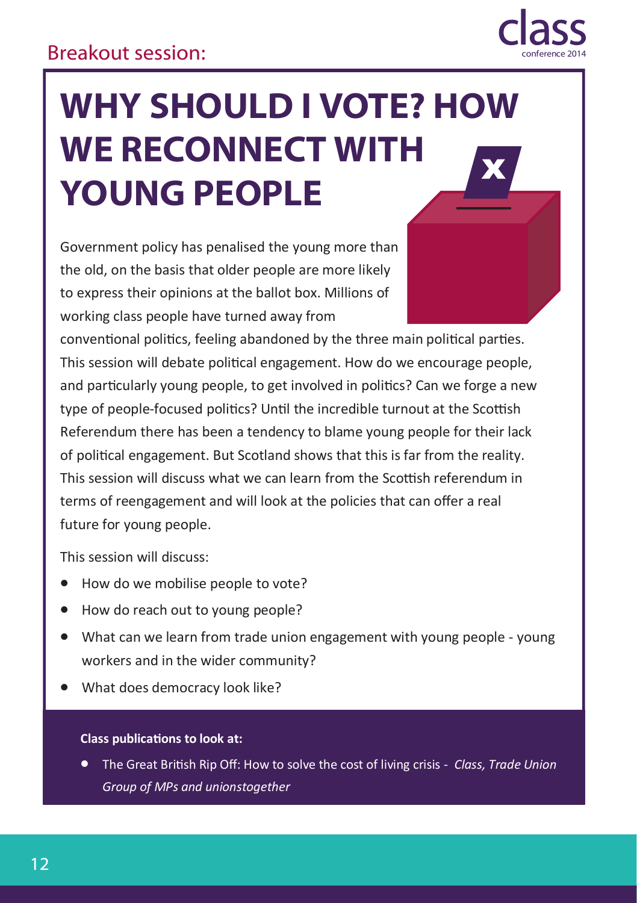Breakout session:

# WHY SHOULD I VOTE? HOW WE RECONNECT WITH YOUNG PEOPLE

Government policy has penalised the young more than the old, on the basis that older people are more likely to express their opinions at the ballot box. Millions of working class people have turned away from conventional politics, feeling abandoned by the three main political parties. This session will debate political engagement. How do we encourage people, and particularly young people, to get involved in politics? Can we forge a new type of people-focused politics? Until the incredible turnout at the Scottish Referendum there has been a tendency to blame young people for their lack of political engagement. But Scotland shows that this is far from the reality. This session will discuss what we can learn from the Scottish referendum in terms of reengagement and will look at the policies that can offer a real future for young people.

This session will discuss:

- How do we mobilise people to vote?
- How do reach out to young people?
- What can we learn from trade union engagement with young people - young workers and in the wider community?
- What does democracy look like?

**Class publications to look at:**

- The Great British Rip Off: How to solve the cost of living crisis - *Class, Trade Union Group of MPs and unionstogether*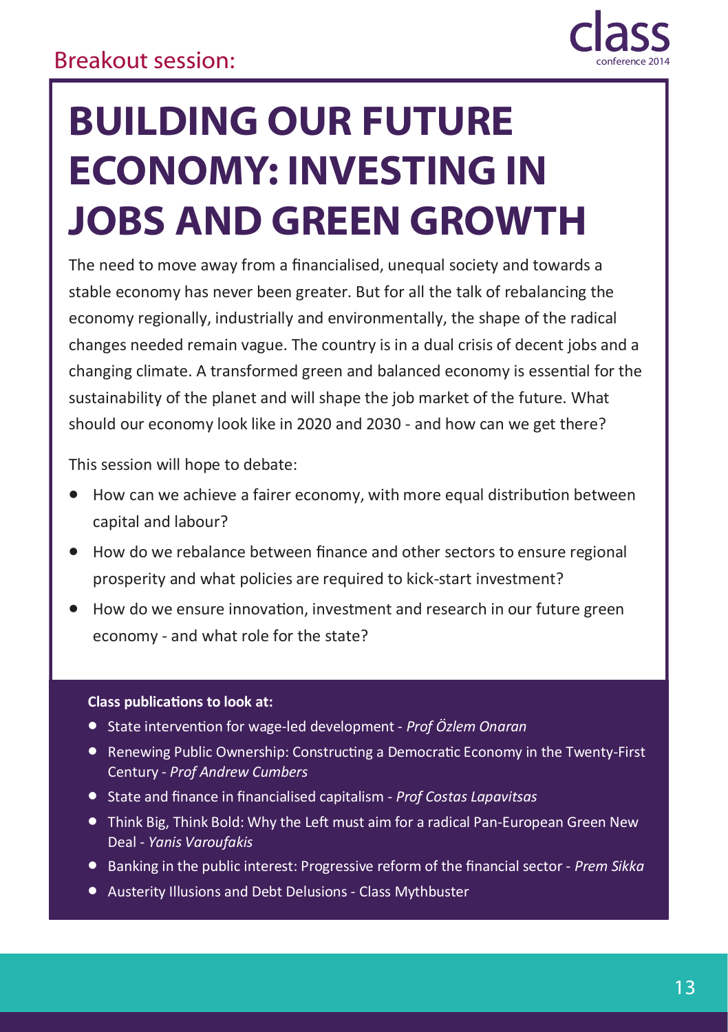Breakout session:

# BUILDING OUR FUTURE ECONOMY: INVESTING IN JOBS AND GREEN GROWTH

The need to move away from a financialised, unequal society and towards a stable economy has never been greater. But for all the talk of rebalancing the economy regionally, industrially and environmentally, the shape of the radical changes needed remain vague. The country is in a dual crisis of decent jobs and a changing climate. A transformed green and balanced economy is essential for the sustainability of the planet and will shape the job market of the future. What should our economy look like in 2020 and 2030 - and how can we get there?

This session will hope to debate:

- How can we achieve a fairer economy, with more equal distribution between capital and labour?
- How do we rebalance between finance and other sectors to ensure regional prosperity and what policies are required to kick-start investment?
- How do we ensure innovation, investment and research in our future green economy - and what role for the state?

**Class publications to look at:**

- State intervention for wage-led development - *Prof Özlem Onaran*
- Renewing Public Ownership: Constructing a Democratic Economy in the Twenty-First Century - *Prof Andrew Cumbers*
- State and finance in financialised capitalism - *Prof Costas Lapavitsas*
- Think Big, Think Bold: Why the Left must aim for a radical Pan-European Green New Deal - *Yanis Varoufakis*
- Banking in the public interest: Progressive reform of the financial sector - *Prem Sikka*
- Austerity Illusions and Debt Delusions - Class Mythbuster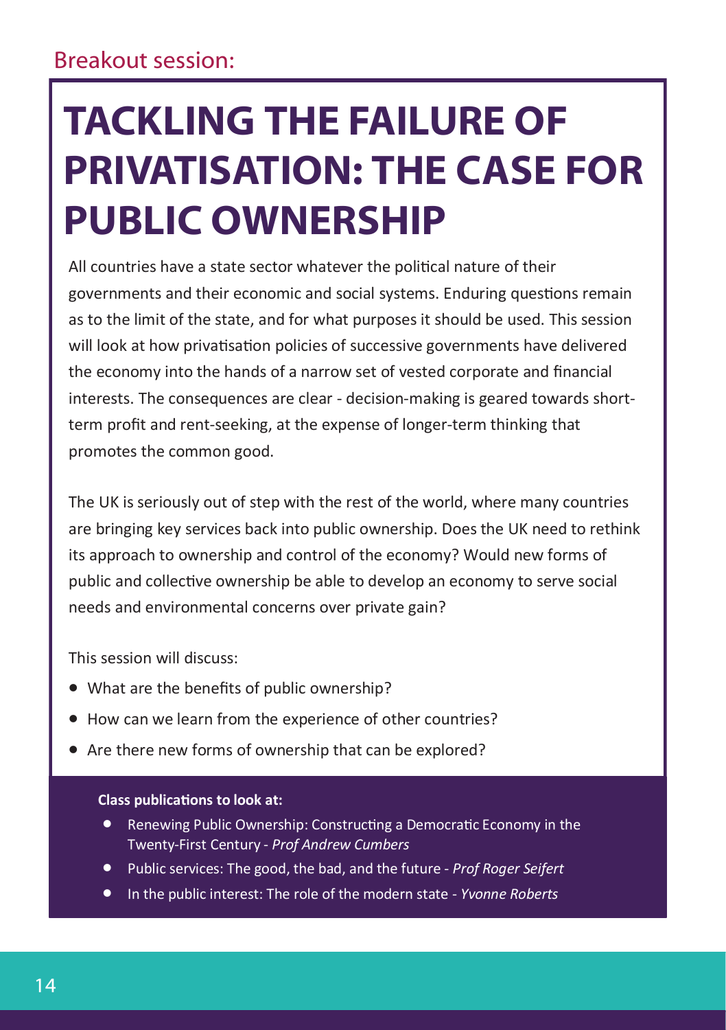Breakout session:

# TACKLING THE FAILURE OF PRIVATISATION: THE CASE FOR PUBLIC OWNERSHIP

All countries have a state sector whatever the political nature of their governments and their economic and social systems. Enduring questions remain as to the limit of the state, and for what purposes it should be used. This session will look at how privatisation policies of successive governments have delivered the economy into the hands of a narrow set of vested corporate and financial interests. The consequences are clear - decision-making is geared towards short-term profit and rent-seeking, at the expense of longer-term thinking that promotes the common good.

The UK is seriously out of step with the rest of the world, where many countries are bringing key services back into public ownership. Does the UK need to rethink its approach to ownership and control of the economy? Would new forms of public and collective ownership be able to develop an economy to serve social needs and environmental concerns over private gain?

This session will discuss:

- What are the benefits of public ownership?
- How can we learn from the experience of other countries?
- Are there new forms of ownership that can be explored?

**Class publications to look at:**

- Renewing Public Ownership: Constructing a Democratic Economy in the Twenty-First Century - *Prof Andrew Cumbers*
- Public services: The good, the bad, and the future - *Prof Roger Seifert*
- In the public interest: The role of the modern state - *Yvonne Roberts*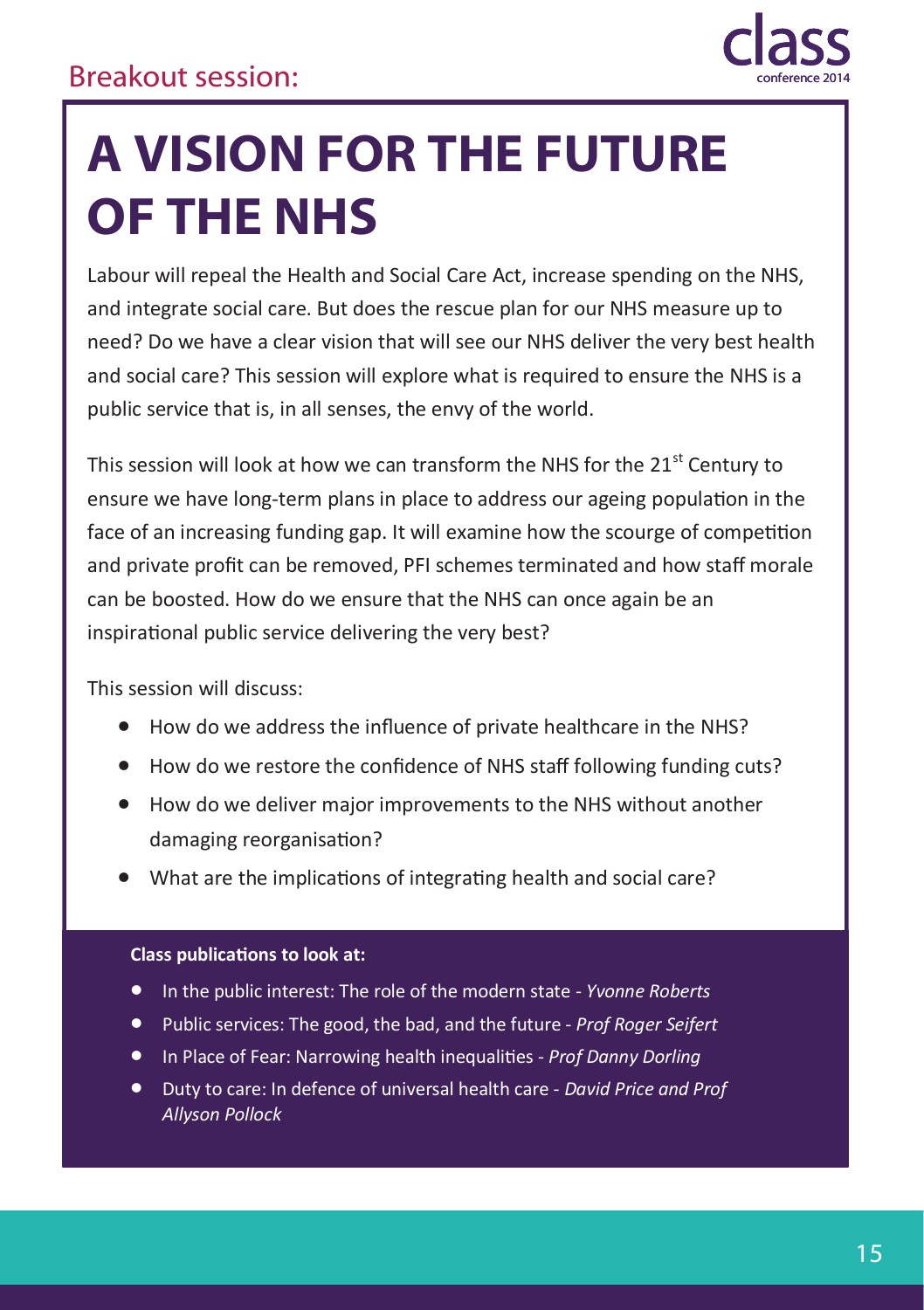Breakout session:

# A VISION FOR THE FUTURE OF THE NHS

Labour will repeal the Health and Social Care Act, increase spending on the NHS, and integrate social care. But does the rescue plan for our NHS measure up to need? Do we have a clear vision that will see our NHS deliver the very best health and social care? This session will explore what is required to ensure the NHS is a public service that is, in all senses, the envy of the world.

This session will look at how we can transform the NHS for the 21st Century to ensure we have long-term plans in place to address our ageing population in the face of an increasing funding gap. It will examine how the scourge of competition and private profit can be removed, PFI schemes terminated and how staff morale can be boosted. How do we ensure that the NHS can once again be an inspirational public service delivering the very best?

This session will discuss:

- How do we address the influence of private healthcare in the NHS?
- How do we restore the confidence of NHS staff following funding cuts?
- How do we deliver major improvements to the NHS without another damaging reorganisation?
- What are the implications of integrating health and social care?

**Class publications to look at:**

- In the public interest: The role of the modern state - *Yvonne Roberts*
- Public services: The good, the bad, and the future - *Prof Roger Seifert*
- In Place of Fear: Narrowing health inequalities - *Prof Danny Dorling*
- Duty to care: In defence of universal health care - *David Price and Prof Allyson Pollock*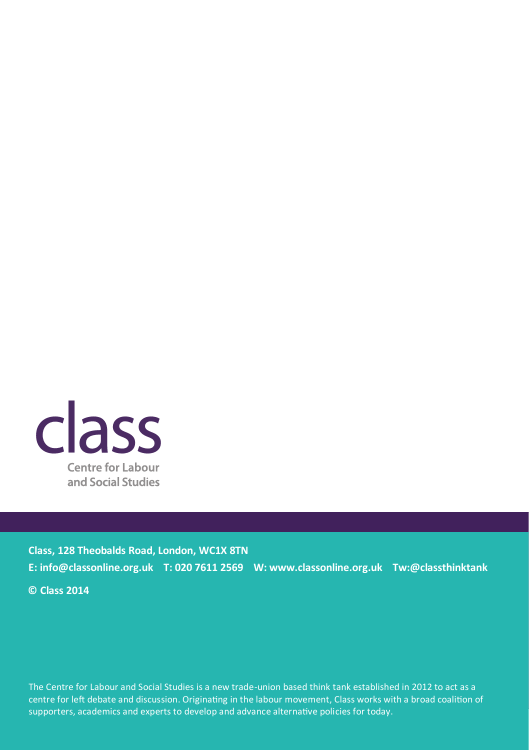class

Centre for Labour and Social Studies

**Class, 128 Theobalds Road, London, WC1X 8TN**

**E: info@classonline.org.uk T: 020 7611 2569 W: www.classonline.org.uk Tw:@classthinktank**

**© Class 2014**

The Centre for Labour and Social Studies is a new trade-union based think tank established in 2012 to act as a centre for left debate and discussion. Originating in the labour movement, Class works with a broad coalition of supporters, academics and experts to develop and advance alternative policies for today.